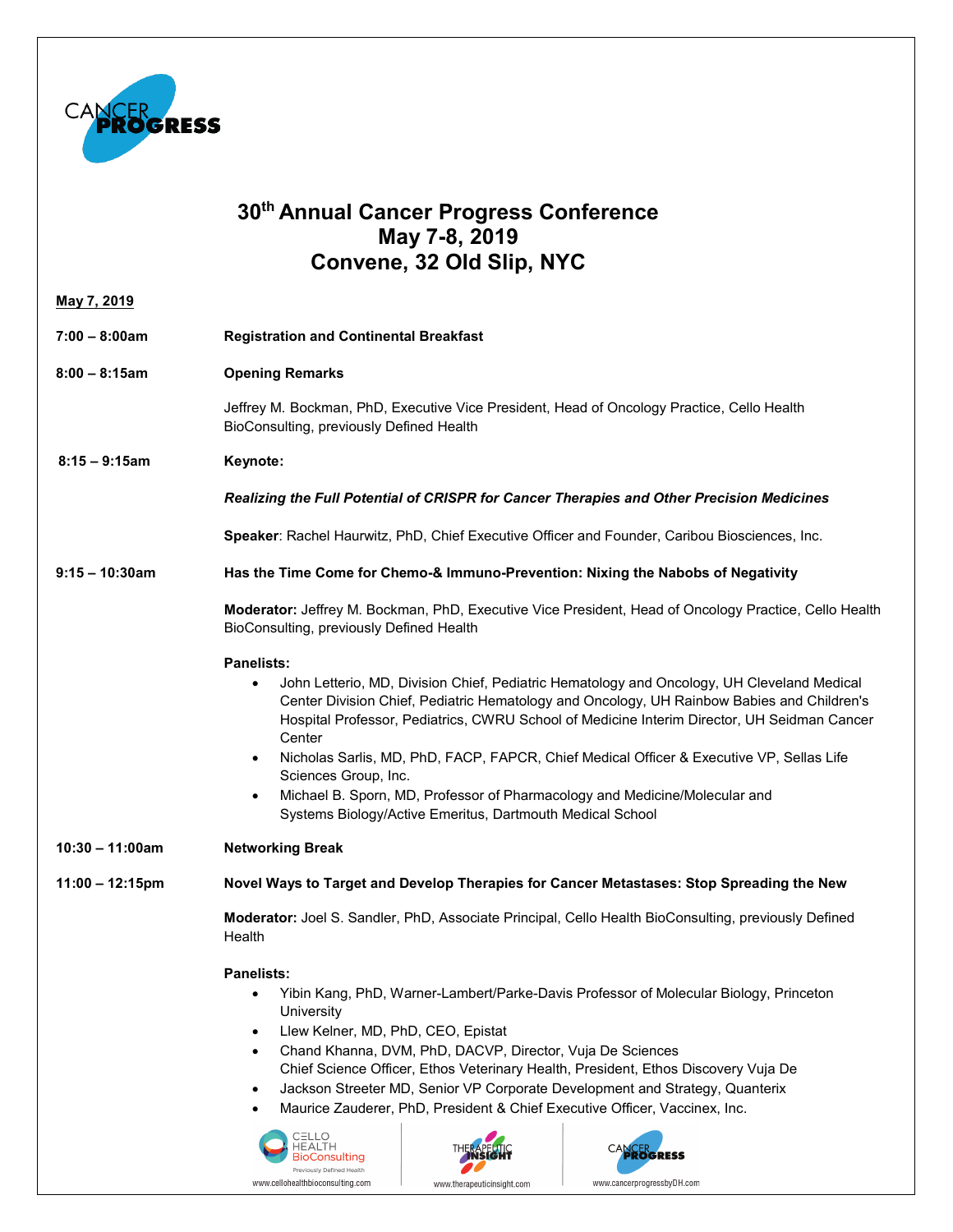# 30th Annual Cancer Progress Conference
# May 7-8, 2019
# Convene, 32 Old Slip, NYC

**May 7, 2019**

**7:00 – 8:00am** **Registration and Continental Breakfast**

**8:00 – 8:15am** **Opening Remarks**

Jeffrey M. Bockman, PhD, Executive Vice President, Head of Oncology Practice, Cello Health BioConsulting, previously Defined Health

**8:15 – 9:15am** **Keynote:**

***Realizing the Full Potential of CRISPR for Cancer Therapies and Other Precision Medicines***

**Speaker**: Rachel Haurwitz, PhD, Chief Executive Officer and Founder, Caribou Biosciences, Inc.

**9:15 – 10:30am** **Has the Time Come for Chemo-& Immuno-Prevention: Nixing the Nabobs of Negativity**

**Moderator:** Jeffrey M. Bockman, PhD, Executive Vice President, Head of Oncology Practice, Cello Health BioConsulting, previously Defined Health

**Panelists:**

- John Letterio, MD, Division Chief, Pediatric Hematology and Oncology, UH Cleveland Medical Center Division Chief, Pediatric Hematology and Oncology, UH Rainbow Babies and Children's Hospital Professor, Pediatrics, CWRU School of Medicine Interim Director, UH Seidman Cancer Center
- Nicholas Sarlis, MD, PhD, FACP, FAPCR, Chief Medical Officer & Executive VP, Sellas Life Sciences Group, Inc.
- Michael B. Sporn, MD, Professor of Pharmacology and Medicine/Molecular and Systems Biology/Active Emeritus, Dartmouth Medical School

**10:30 – 11:00am** **Networking Break**

**11:00 – 12:15pm** **Novel Ways to Target and Develop Therapies for Cancer Metastases: Stop Spreading the New**

**Moderator:** Joel S. Sandler, PhD, Associate Principal, Cello Health BioConsulting, previously Defined Health

**Panelists:**

- Yibin Kang, PhD, Warner-Lambert/Parke-Davis Professor of Molecular Biology, Princeton University
- Llew Kelner, MD, PhD, CEO, Epistat
- Chand Khanna, DVM, PhD, DACVP, Director, Vuja De Sciences
  Chief Science Officer, Ethos Veterinary Health, President, Ethos Discovery Vuja De
- Jackson Streeter MD, Senior VP Corporate Development and Strategy, Quanterix
- Maurice Zauderer, PhD, President & Chief Executive Officer, Vaccinex, Inc.

www.cellohealthbioconsulting.com www.therapeuticinsight.com www.cancerprogressbyDH.com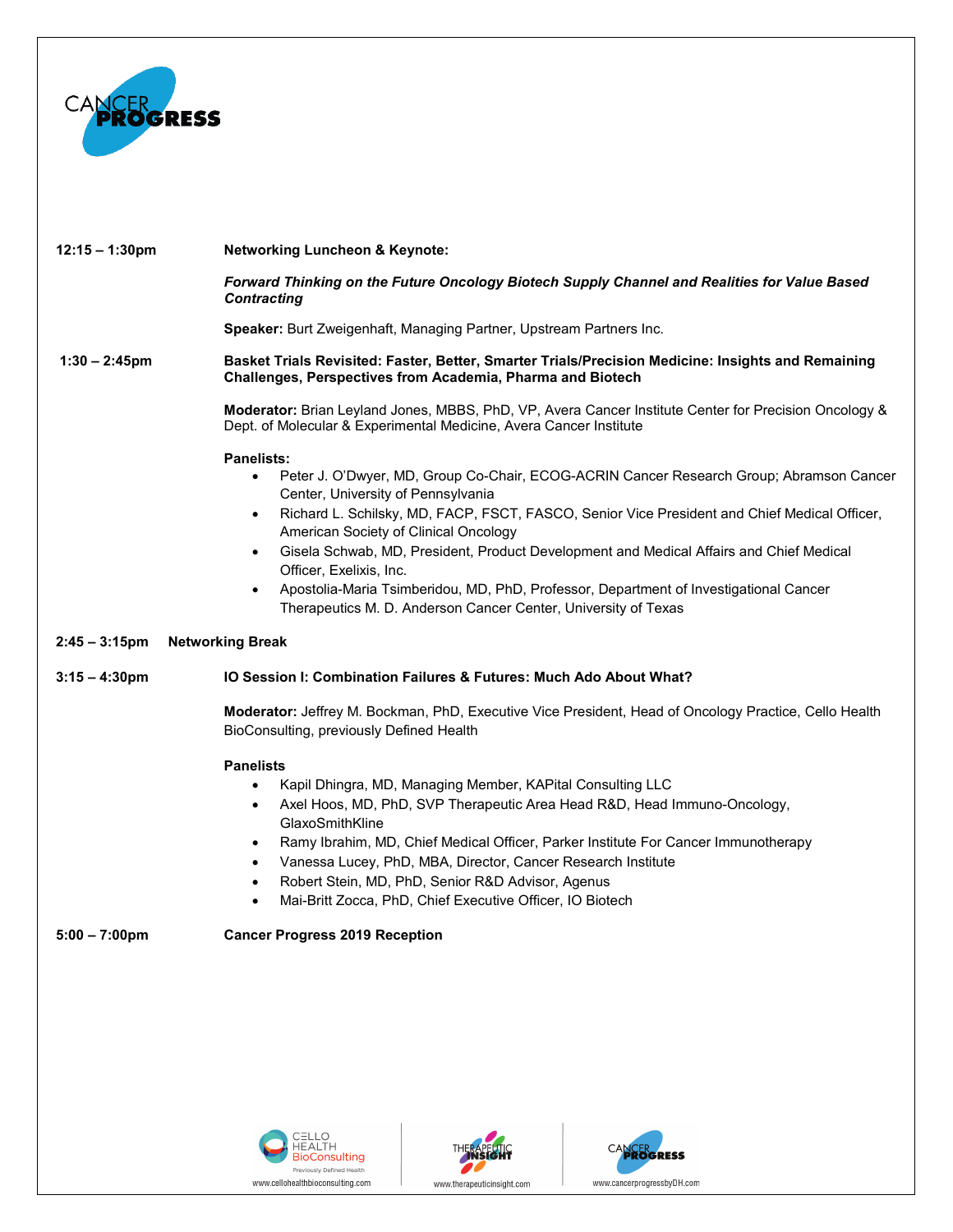**12:15 – 1:30pm** **Networking Luncheon & Keynote:**

***Forward Thinking on the Future Oncology Biotech Supply Channel and Realities for Value Based Contracting***

**Speaker:** Burt Zweigenhaft, Managing Partner, Upstream Partners Inc.

**1:30 – 2:45pm** **Basket Trials Revisited: Faster, Better, Smarter Trials/Precision Medicine: Insights and Remaining Challenges, Perspectives from Academia, Pharma and Biotech**

**Moderator:** Brian Leyland Jones, MBBS, PhD, VP, Avera Cancer Institute Center for Precision Oncology & Dept. of Molecular & Experimental Medicine, Avera Cancer Institute

**Panelists:**

- Peter J. O'Dwyer, MD, Group Co-Chair, ECOG-ACRIN Cancer Research Group; Abramson Cancer Center, University of Pennsylvania
- Richard L. Schilsky, MD, FACP, FSCT, FASCO, Senior Vice President and Chief Medical Officer, American Society of Clinical Oncology
- Gisela Schwab, MD, President, Product Development and Medical Affairs and Chief Medical Officer, Exelixis, Inc.
- Apostolia-Maria Tsimberidou, MD, PhD, Professor, Department of Investigational Cancer Therapeutics M. D. Anderson Cancer Center, University of Texas

**2:45 – 3:15pm** **Networking Break**

**3:15 – 4:30pm** **IO Session I: Combination Failures & Futures: Much Ado About What?**

**Moderator:** Jeffrey M. Bockman, PhD, Executive Vice President, Head of Oncology Practice, Cello Health BioConsulting, previously Defined Health

**Panelists**

- Kapil Dhingra, MD, Managing Member, KAPital Consulting LLC
- Axel Hoos, MD, PhD, SVP Therapeutic Area Head R&D, Head Immuno-Oncology, GlaxoSmithKline
- Ramy Ibrahim, MD, Chief Medical Officer, Parker Institute For Cancer Immunotherapy
- Vanessa Lucey, PhD, MBA, Director, Cancer Research Institute
- Robert Stein, MD, PhD, Senior R&D Advisor, Agenus
- Mai-Britt Zocca, PhD, Chief Executive Officer, IO Biotech

**5:00 – 7:00pm** **Cancer Progress 2019 Reception**

www.cellohealthbioconsulting.com | www.therapeuticinsight.com | www.cancerprogressbyDH.com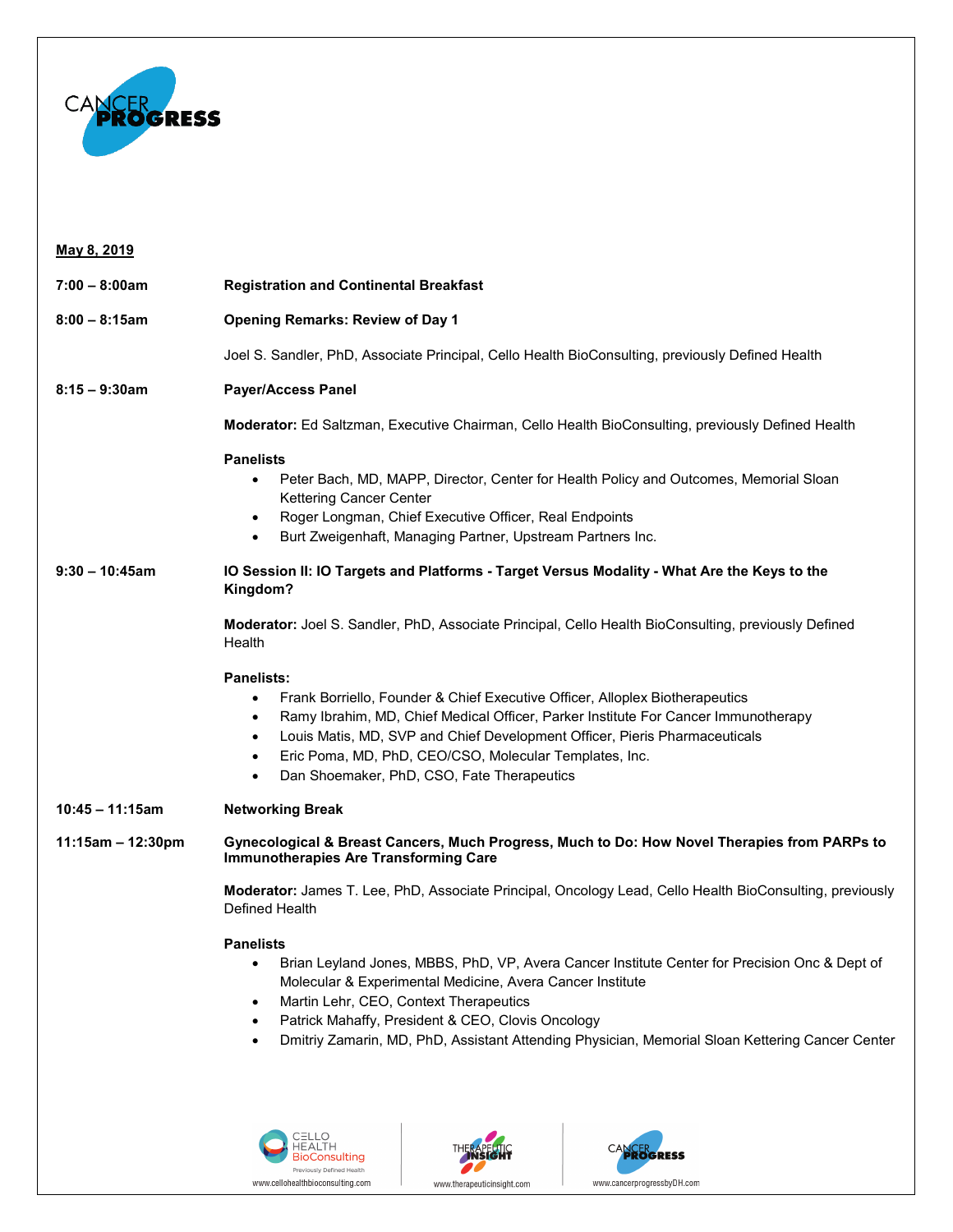**May 8, 2019**

**7:00 – 8:00am** **Registration and Continental Breakfast**

**8:00 – 8:15am** **Opening Remarks: Review of Day 1**

Joel S. Sandler, PhD, Associate Principal, Cello Health BioConsulting, previously Defined Health

**8:15 – 9:30am** **Payer/Access Panel**

**Moderator:** Ed Saltzman, Executive Chairman, Cello Health BioConsulting, previously Defined Health

**Panelists**

- Peter Bach, MD, MAPP, Director, Center for Health Policy and Outcomes, Memorial Sloan Kettering Cancer Center
- Roger Longman, Chief Executive Officer, Real Endpoints
- Burt Zweigenhaft, Managing Partner, Upstream Partners Inc.

**9:30 – 10:45am** **IO Session II: IO Targets and Platforms - Target Versus Modality - What Are the Keys to the Kingdom?**

**Moderator:** Joel S. Sandler, PhD, Associate Principal, Cello Health BioConsulting, previously Defined Health

**Panelists:**

- Frank Borriello, Founder & Chief Executive Officer, Alloplex Biotherapeutics
- Ramy Ibrahim, MD, Chief Medical Officer, Parker Institute For Cancer Immunotherapy
- Louis Matis, MD, SVP and Chief Development Officer, Pieris Pharmaceuticals
- Eric Poma, MD, PhD, CEO/CSO, Molecular Templates, Inc.
- Dan Shoemaker, PhD, CSO, Fate Therapeutics

**10:45 – 11:15am** **Networking Break**

**11:15am – 12:30pm** **Gynecological & Breast Cancers, Much Progress, Much to Do: How Novel Therapies from PARPs to Immunotherapies Are Transforming Care**

**Moderator:** James T. Lee, PhD, Associate Principal, Oncology Lead, Cello Health BioConsulting, previously Defined Health

**Panelists**

- Brian Leyland Jones, MBBS, PhD, VP, Avera Cancer Institute Center for Precision Onc & Dept of Molecular & Experimental Medicine, Avera Cancer Institute
- Martin Lehr, CEO, Context Therapeutics
- Patrick Mahaffy, President & CEO, Clovis Oncology
- Dmitriy Zamarin, MD, PhD, Assistant Attending Physician, Memorial Sloan Kettering Cancer Center

www.cellohealthbioconsulting.com | www.therapeuticinsight.com | www.cancerprogressbyDH.com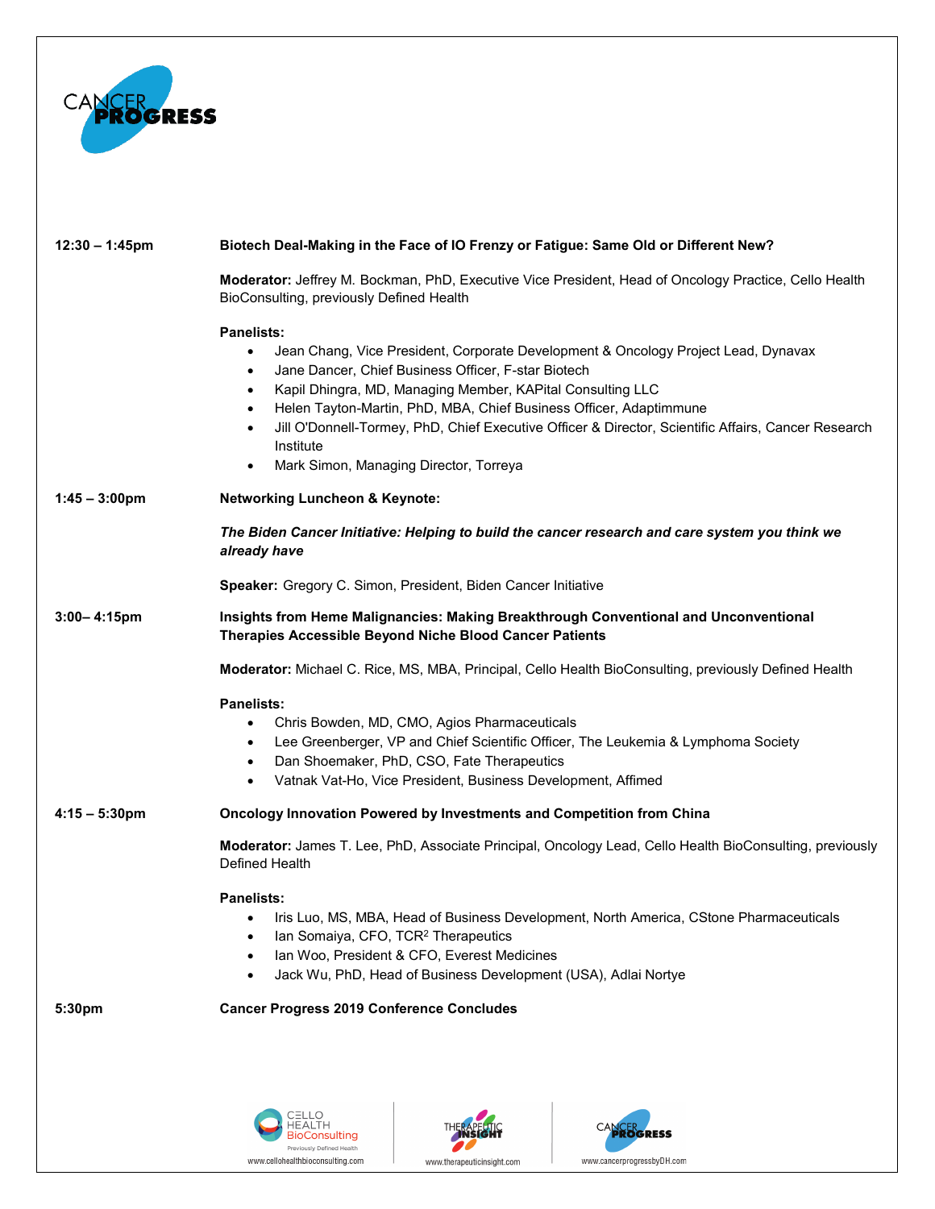| | |
|---|---|
| **12:30 – 1:45pm** | **Biotech Deal-Making in the Face of IO Frenzy or Fatigue: Same Old or Different New?** |
| | **Moderator:** Jeffrey M. Bockman, PhD, Executive Vice President, Head of Oncology Practice, Cello Health BioConsulting, previously Defined Health |
| | **Panelists:**<br>• Jean Chang, Vice President, Corporate Development & Oncology Project Lead, Dynavax<br>• Jane Dancer, Chief Business Officer, F-star Biotech<br>• Kapil Dhingra, MD, Managing Member, KAPital Consulting LLC<br>• Helen Tayton-Martin, PhD, MBA, Chief Business Officer, Adaptimmune<br>• Jill O'Donnell-Tormey, PhD, Chief Executive Officer & Director, Scientific Affairs, Cancer Research Institute<br>• Mark Simon, Managing Director, Torreya |
| **1:45 – 3:00pm** | **Networking Luncheon & Keynote:** |
| | ***The Biden Cancer Initiative: Helping to build the cancer research and care system you think we already have*** |
| | **Speaker:** Gregory C. Simon, President, Biden Cancer Initiative |
| **3:00– 4:15pm** | **Insights from Heme Malignancies: Making Breakthrough Conventional and Unconventional Therapies Accessible Beyond Niche Blood Cancer Patients** |
| | **Moderator:** Michael C. Rice, MS, MBA, Principal, Cello Health BioConsulting, previously Defined Health |
| | **Panelists:**<br>• Chris Bowden, MD, CMO, Agios Pharmaceuticals<br>• Lee Greenberger, VP and Chief Scientific Officer, The Leukemia & Lymphoma Society<br>• Dan Shoemaker, PhD, CSO, Fate Therapeutics<br>• Vatnak Vat-Ho, Vice President, Business Development, Affimed |
| **4:15 – 5:30pm** | **Oncology Innovation Powered by Investments and Competition from China** |
| | **Moderator:** James T. Lee, PhD, Associate Principal, Oncology Lead, Cello Health BioConsulting, previously Defined Health |
| | **Panelists:**<br>• Iris Luo, MS, MBA, Head of Business Development, North America, CStone Pharmaceuticals<br>• Ian Somaiya, CFO, TCR² Therapeutics<br>• Ian Woo, President & CFO, Everest Medicines<br>• Jack Wu, PhD, Head of Business Development (USA), Adlai Nortye |
| **5:30pm** | **Cancer Progress 2019 Conference Concludes** |

www.cellohealthbioconsulting.com

www.therapeuticinsight.com

www.cancerprogressbyDH.com